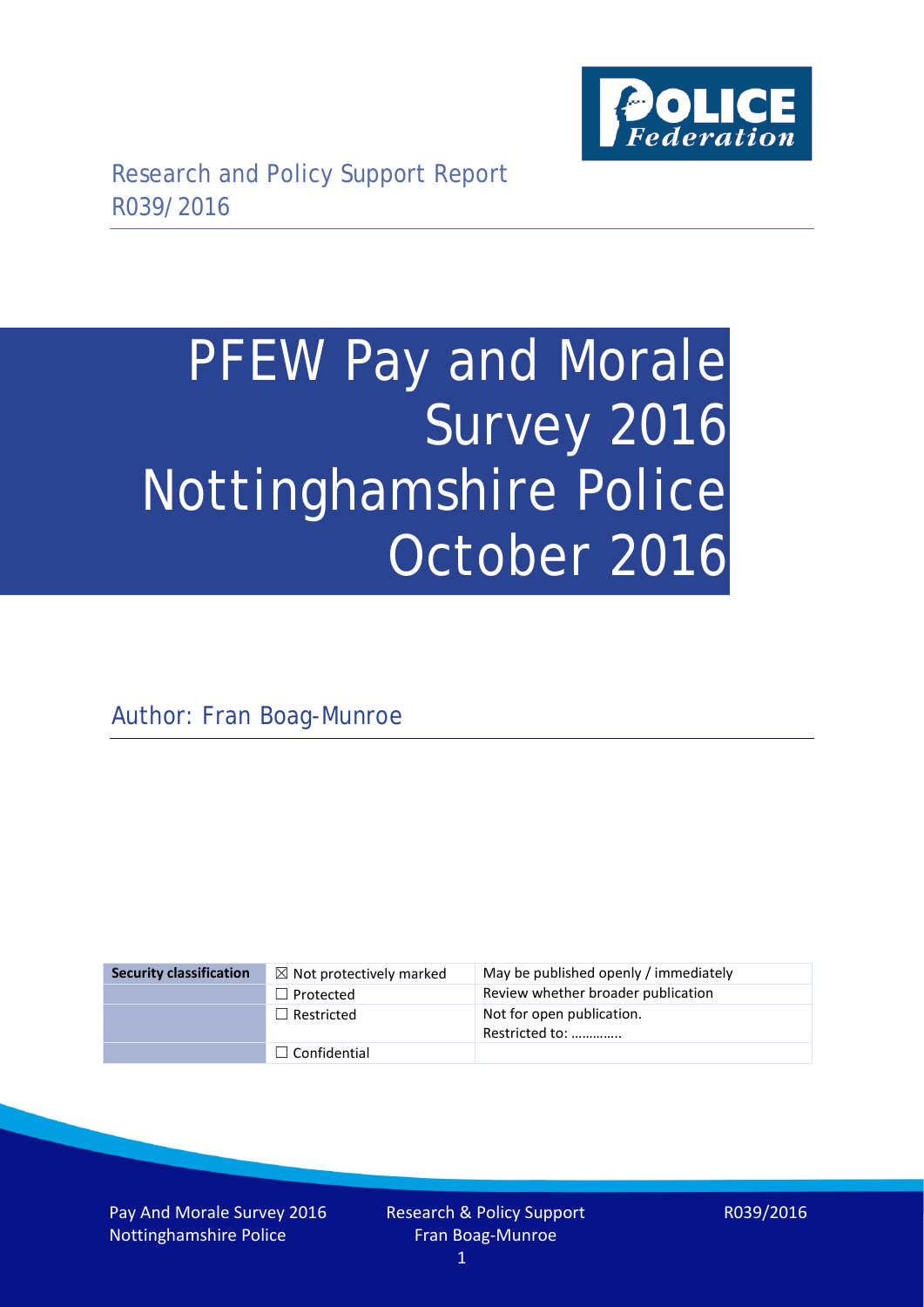Research and Policy Support Report
R039/2016

# PFEW Pay and Morale Survey 2016 Nottinghamshire Police October 2016

Author: Fran Boag-Munroe

| Security classification | ☒ Not protectively marked | May be published openly / immediately |
|---|---|---|
| | ☐ Protected | Review whether broader publication |
| | ☐ Restricted | Not for open publication. Restricted to: ………….. |
| | ☐ Confidential | |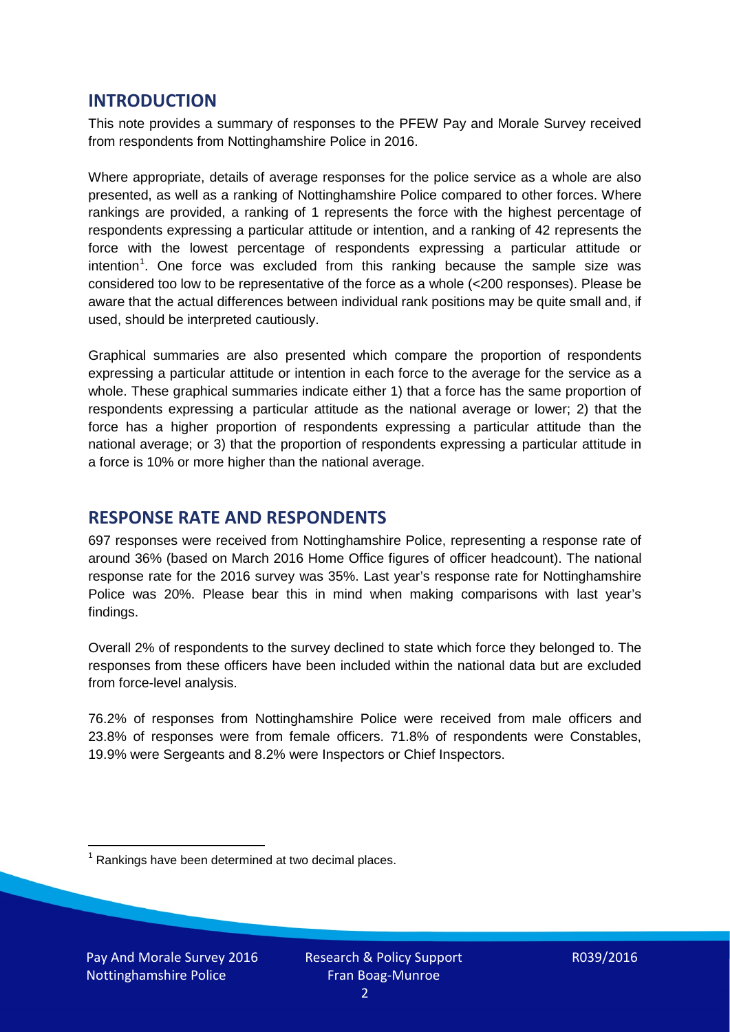## INTRODUCTION

This note provides a summary of responses to the PFEW Pay and Morale Survey received from respondents from Nottinghamshire Police in 2016.

Where appropriate, details of average responses for the police service as a whole are also presented, as well as a ranking of Nottinghamshire Police compared to other forces. Where rankings are provided, a ranking of 1 represents the force with the highest percentage of respondents expressing a particular attitude or intention, and a ranking of 42 represents the force with the lowest percentage of respondents expressing a particular attitude or intention[1]. One force was excluded from this ranking because the sample size was considered too low to be representative of the force as a whole (<200 responses). Please be aware that the actual differences between individual rank positions may be quite small and, if used, should be interpreted cautiously.

Graphical summaries are also presented which compare the proportion of respondents expressing a particular attitude or intention in each force to the average for the service as a whole. These graphical summaries indicate either 1) that a force has the same proportion of respondents expressing a particular attitude as the national average or lower; 2) that the force has a higher proportion of respondents expressing a particular attitude than the national average; or 3) that the proportion of respondents expressing a particular attitude in a force is 10% or more higher than the national average.

## RESPONSE RATE AND RESPONDENTS

697 responses were received from Nottinghamshire Police, representing a response rate of around 36% (based on March 2016 Home Office figures of officer headcount). The national response rate for the 2016 survey was 35%. Last year's response rate for Nottinghamshire Police was 20%. Please bear this in mind when making comparisons with last year's findings.

Overall 2% of respondents to the survey declined to state which force they belonged to. The responses from these officers have been included within the national data but are excluded from force-level analysis.

76.2% of responses from Nottinghamshire Police were received from male officers and 23.8% of responses were from female officers. 71.8% of respondents were Constables, 19.9% were Sergeants and 8.2% were Inspectors or Chief Inspectors.

[1] Rankings have been determined at two decimal places.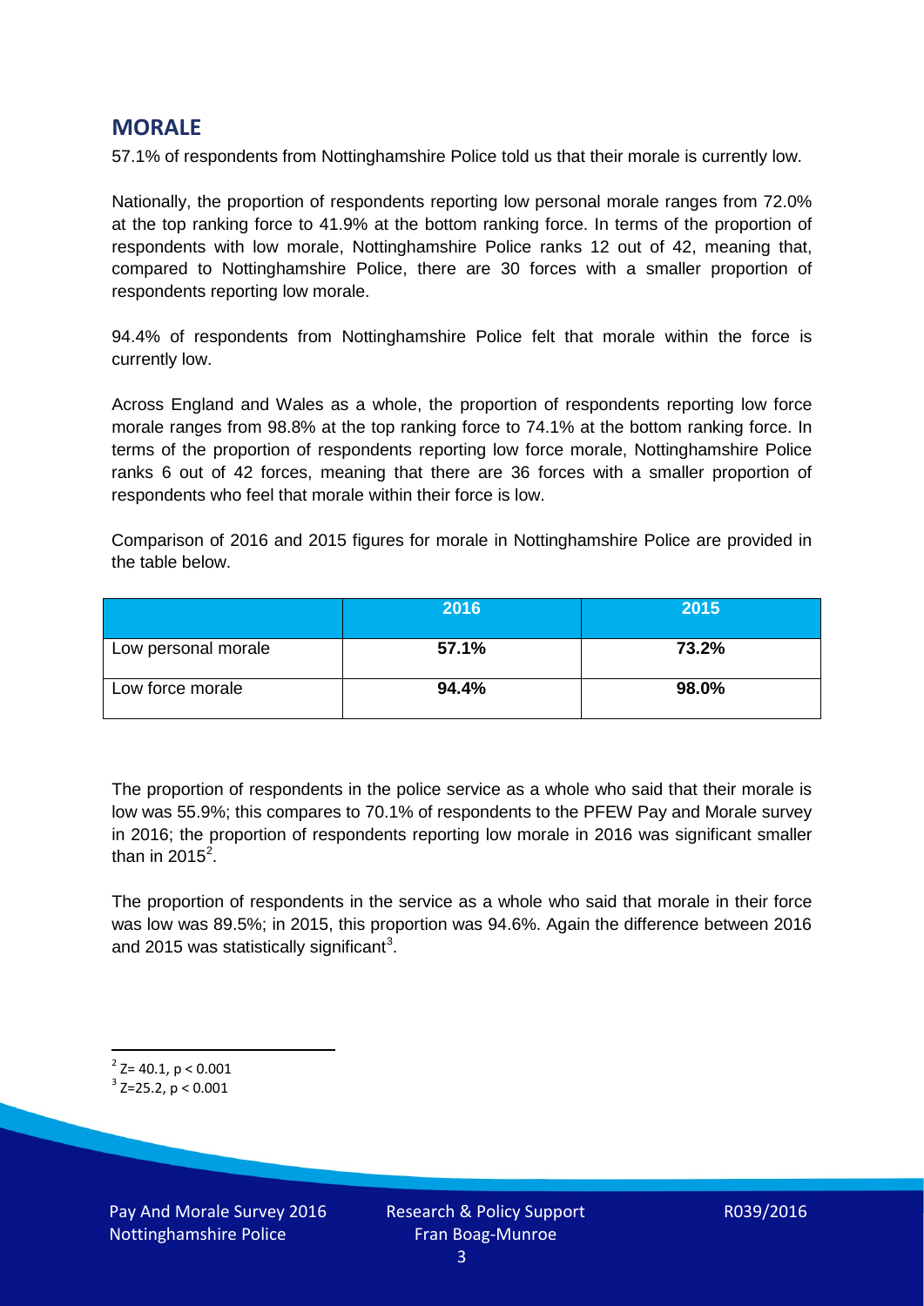## MORALE

57.1% of respondents from Nottinghamshire Police told us that their morale is currently low.

Nationally, the proportion of respondents reporting low personal morale ranges from 72.0% at the top ranking force to 41.9% at the bottom ranking force. In terms of the proportion of respondents with low morale, Nottinghamshire Police ranks 12 out of 42, meaning that, compared to Nottinghamshire Police, there are 30 forces with a smaller proportion of respondents reporting low morale.

94.4% of respondents from Nottinghamshire Police felt that morale within the force is currently low.

Across England and Wales as a whole, the proportion of respondents reporting low force morale ranges from 98.8% at the top ranking force to 74.1% at the bottom ranking force. In terms of the proportion of respondents reporting low force morale, Nottinghamshire Police ranks 6 out of 42 forces, meaning that there are 36 forces with a smaller proportion of respondents who feel that morale within their force is low.

Comparison of 2016 and 2015 figures for morale in Nottinghamshire Police are provided in the table below.

| | 2016 | 2015 |
|---|---|---|
| Low personal morale | **57.1%** | **73.2%** |
| Low force morale | **94.4%** | **98.0%** |

The proportion of respondents in the police service as a whole who said that their morale is low was 55.9%; this compares to 70.1% of respondents to the PFEW Pay and Morale survey in 2016; the proportion of respondents reporting low morale in 2016 was significant smaller than in 2015[2].

The proportion of respondents in the service as a whole who said that morale in their force was low was 89.5%; in 2015, this proportion was 94.6%. Again the difference between 2016 and 2015 was statistically significant[3].

[2] $Z= 40.1$, $p < 0.001$

[3] $Z=25.2$, $p < 0.001$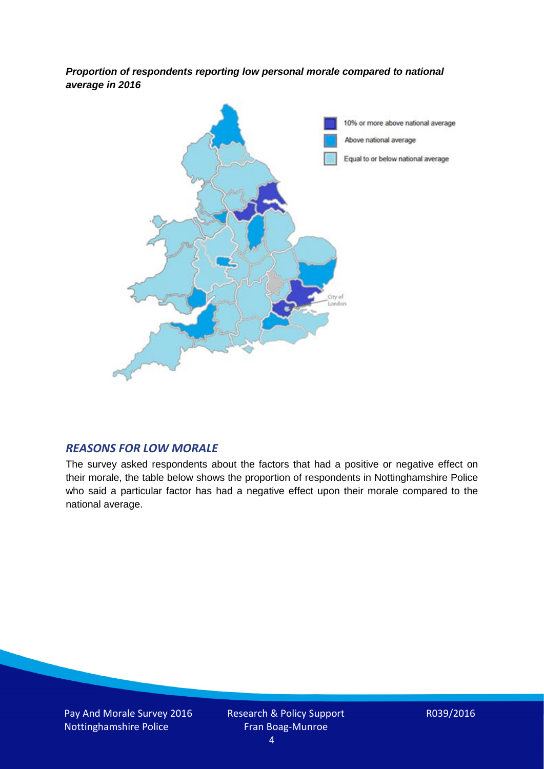***Proportion of respondents reporting low personal morale compared to national average in 2016***

## *REASONS FOR LOW MORALE*

The survey asked respondents about the factors that had a positive or negative effect on their morale, the table below shows the proportion of respondents in Nottinghamshire Police who said a particular factor has had a negative effect upon their morale compared to the national average.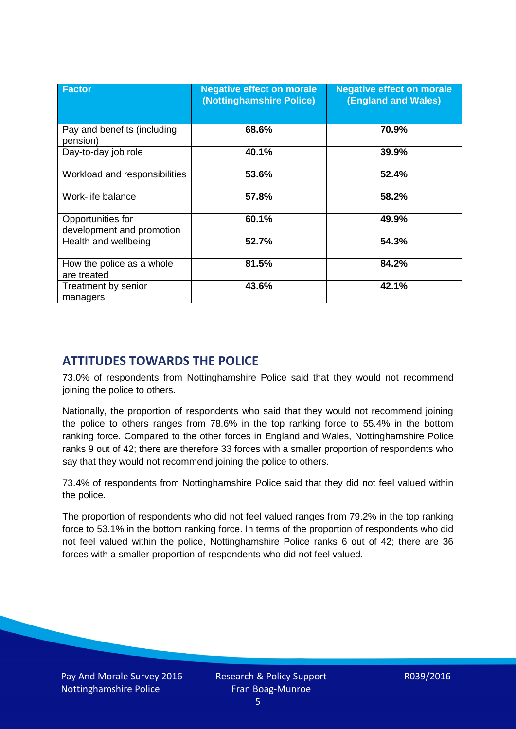| Factor | Negative effect on morale (Nottinghamshire Police) | Negative effect on morale (England and Wales) |
|---|---|---|
| Pay and benefits (including pension) | 68.6% | 70.9% |
| Day-to-day job role | 40.1% | 39.9% |
| Workload and responsibilities | 53.6% | 52.4% |
| Work-life balance | 57.8% | 58.2% |
| Opportunities for development and promotion | 60.1% | 49.9% |
| Health and wellbeing | 52.7% | 54.3% |
| How the police as a whole are treated | 81.5% | 84.2% |
| Treatment by senior managers | 43.6% | 42.1% |

## ATTITUDES TOWARDS THE POLICE

73.0% of respondents from Nottinghamshire Police said that they would not recommend joining the police to others.

Nationally, the proportion of respondents who said that they would not recommend joining the police to others ranges from 78.6% in the top ranking force to 55.4% in the bottom ranking force. Compared to the other forces in England and Wales, Nottinghamshire Police ranks 9 out of 42; there are therefore 33 forces with a smaller proportion of respondents who say that they would not recommend joining the police to others.

73.4% of respondents from Nottinghamshire Police said that they did not feel valued within the police.

The proportion of respondents who did not feel valued ranges from 79.2% in the top ranking force to 53.1% in the bottom ranking force. In terms of the proportion of respondents who did not feel valued within the police, Nottinghamshire Police ranks 6 out of 42; there are 36 forces with a smaller proportion of respondents who did not feel valued.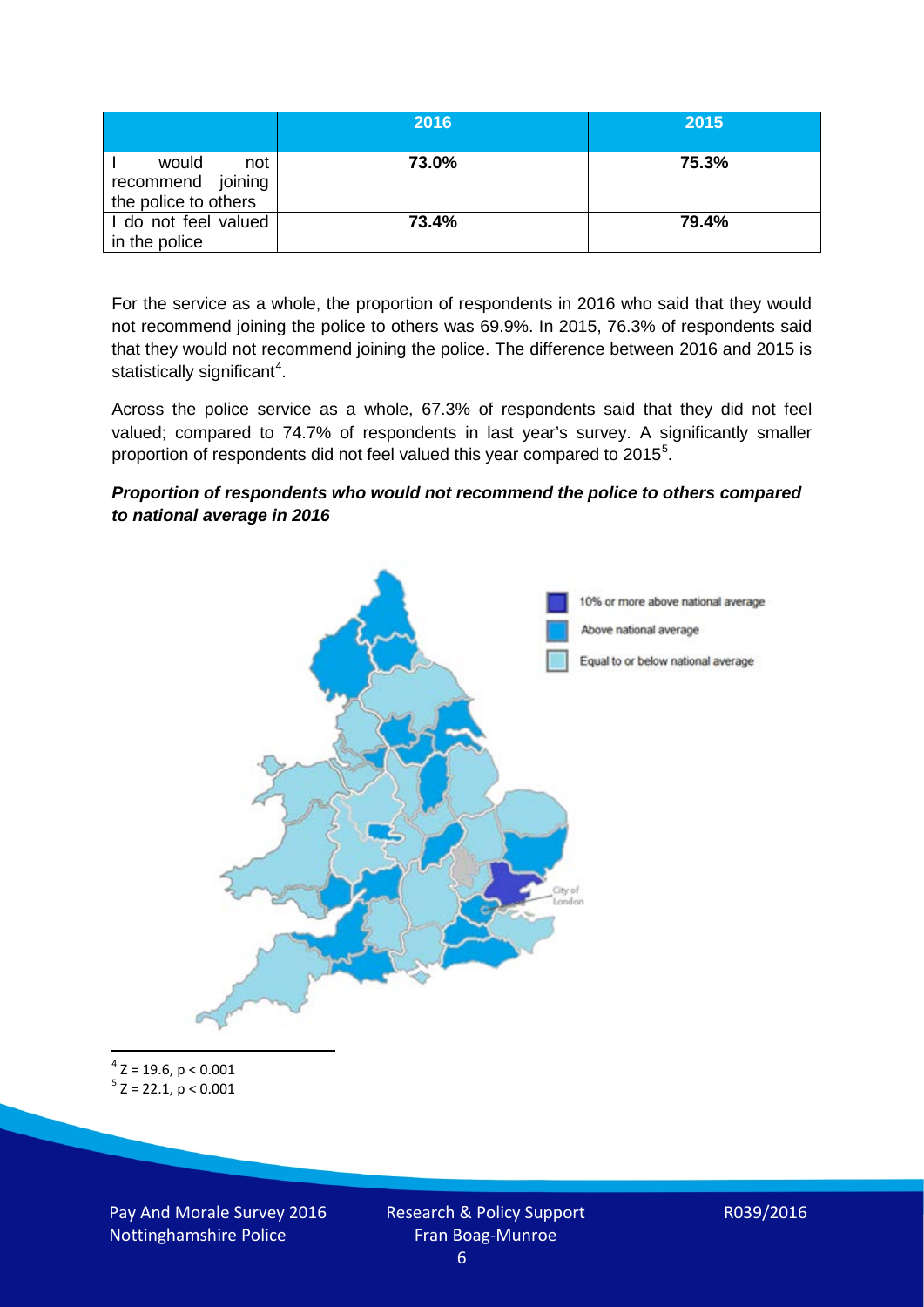| | 2016 | 2015 |
|---|---|---|
| I would not recommend joining the police to others | **73.0%** | **75.3%** |
| I do not feel valued in the police | **73.4%** | **79.4%** |

For the service as a whole, the proportion of respondents in 2016 who said that they would not recommend joining the police to others was 69.9%. In 2015, 76.3% of respondents said that they would not recommend joining the police. The difference between 2016 and 2015 is statistically significant[4].

Across the police service as a whole, 67.3% of respondents said that they did not feel valued; compared to 74.7% of respondents in last year's survey. A significantly smaller proportion of respondents did not feel valued this year compared to 2015[5].

***Proportion of respondents who would not recommend the police to others compared to national average in 2016***

[4] $Z = 19.6$, $p < 0.001$

[5] $Z = 22.1$, $p < 0.001$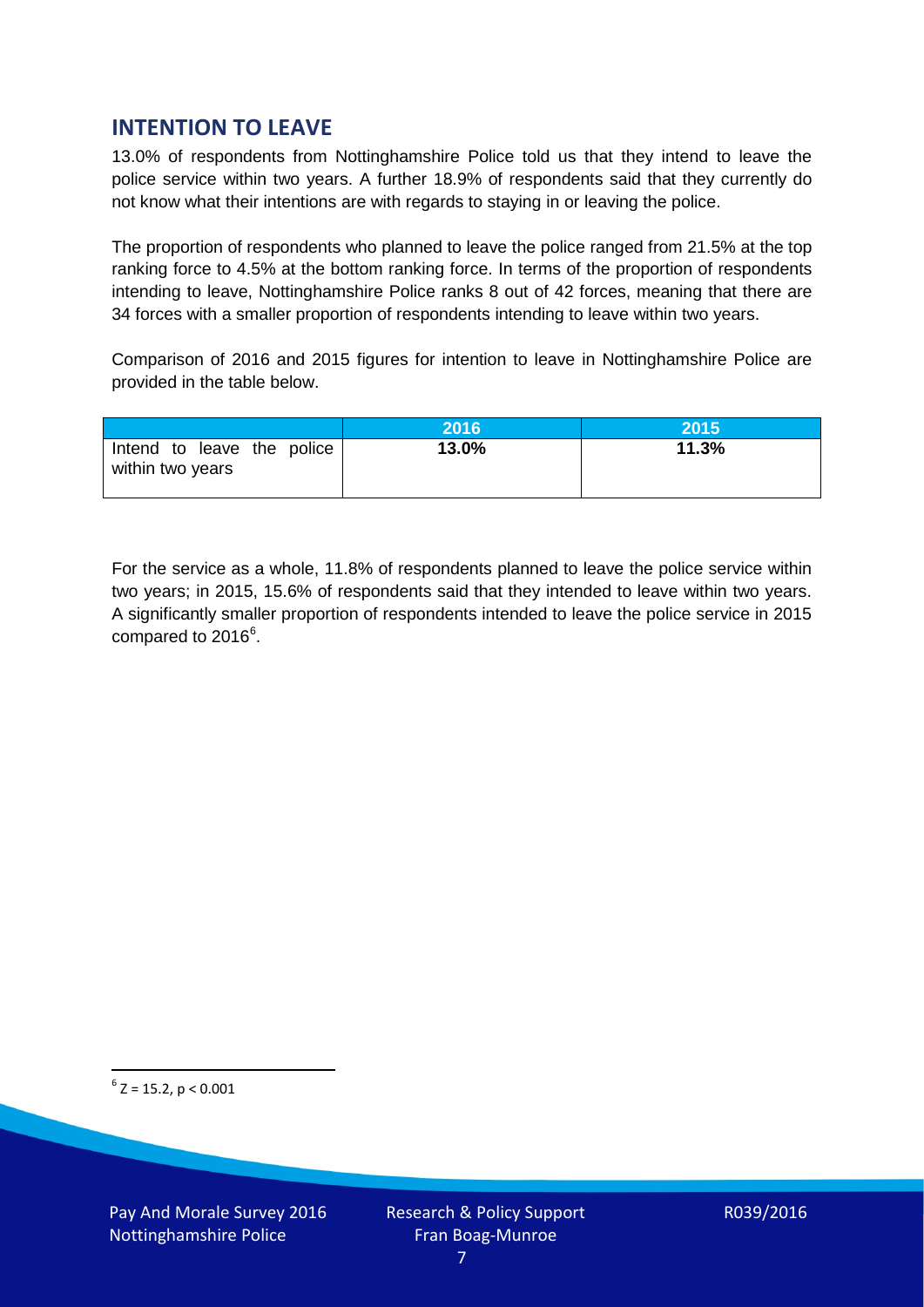## INTENTION TO LEAVE

13.0% of respondents from Nottinghamshire Police told us that they intend to leave the police service within two years. A further 18.9% of respondents said that they currently do not know what their intentions are with regards to staying in or leaving the police.

The proportion of respondents who planned to leave the police ranged from 21.5% at the top ranking force to 4.5% at the bottom ranking force. In terms of the proportion of respondents intending to leave, Nottinghamshire Police ranks 8 out of 42 forces, meaning that there are 34 forces with a smaller proportion of respondents intending to leave within two years.

Comparison of 2016 and 2015 figures for intention to leave in Nottinghamshire Police are provided in the table below.

| | 2016 | 2015 |
|---|---|---|
| Intend to leave the police within two years | **13.0%** | **11.3%** |

For the service as a whole, 11.8% of respondents planned to leave the police service within two years; in 2015, 15.6% of respondents said that they intended to leave within two years. A significantly smaller proportion of respondents intended to leave the police service in 2015 compared to 2016[6].

[6] $Z = 15.2$, $p < 0.001$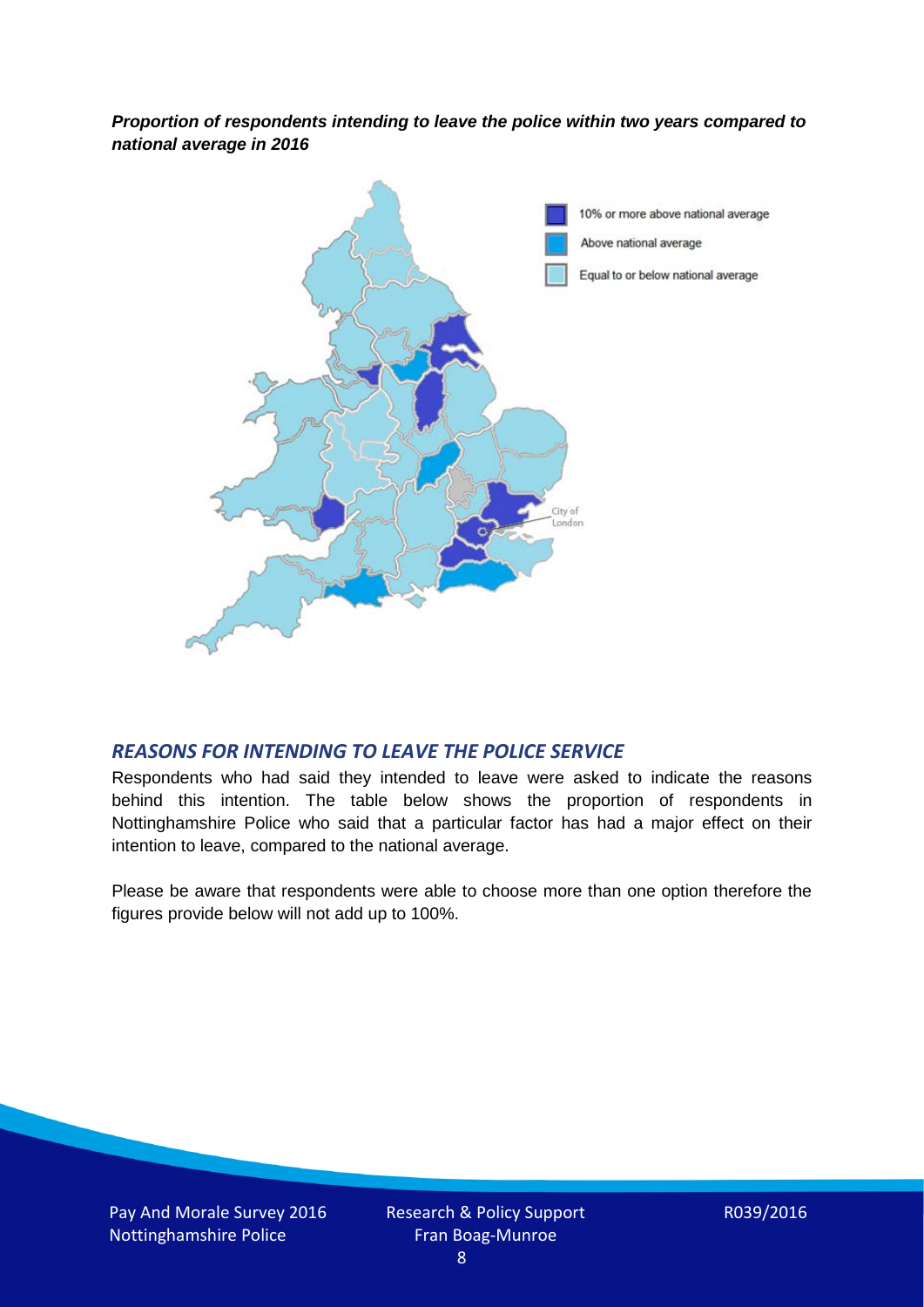***Proportion of respondents intending to leave the police within two years compared to national average in 2016***

## *REASONS FOR INTENDING TO LEAVE THE POLICE SERVICE*

Respondents who had said they intended to leave were asked to indicate the reasons behind this intention. The table below shows the proportion of respondents in Nottinghamshire Police who said that a particular factor has had a major effect on their intention to leave, compared to the national average.

Please be aware that respondents were able to choose more than one option therefore the figures provide below will not add up to 100%.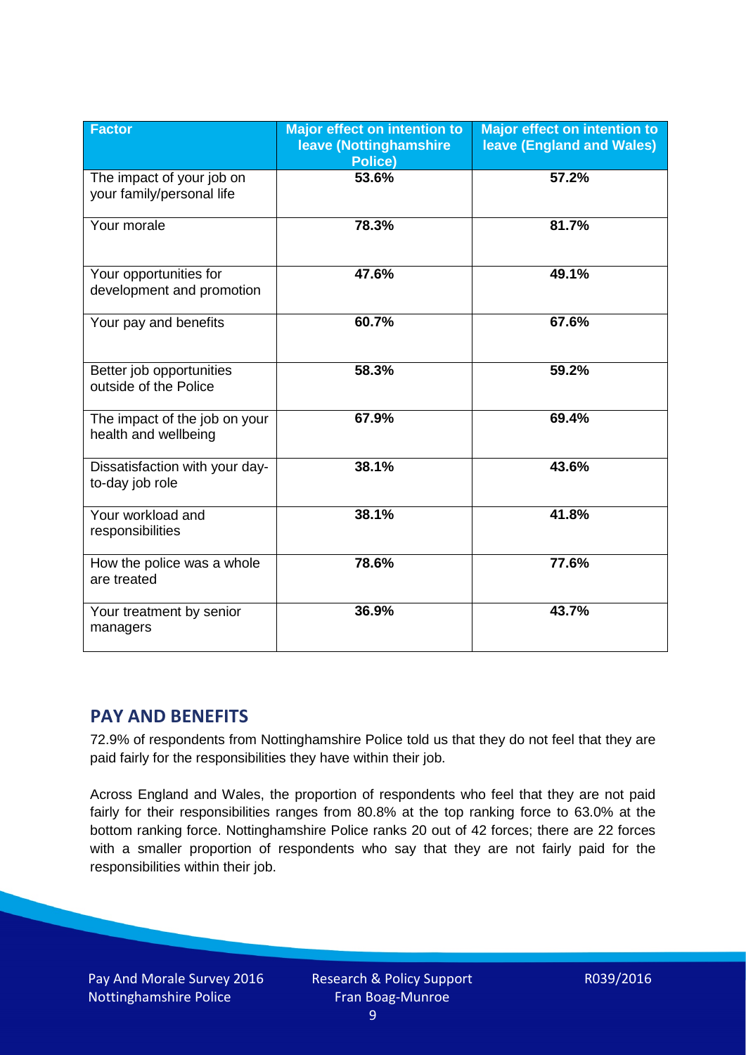| Factor | Major effect on intention to leave (Nottinghamshire Police) | Major effect on intention to leave (England and Wales) |
| --- | --- | --- |
| The impact of your job on your family/personal life | 53.6% | 57.2% |
| Your morale | 78.3% | 81.7% |
| Your opportunities for development and promotion | 47.6% | 49.1% |
| Your pay and benefits | 60.7% | 67.6% |
| Better job opportunities outside of the Police | 58.3% | 59.2% |
| The impact of the job on your health and wellbeing | 67.9% | 69.4% |
| Dissatisfaction with your day-to-day job role | 38.1% | 43.6% |
| Your workload and responsibilities | 38.1% | 41.8% |
| How the police was a whole are treated | 78.6% | 77.6% |
| Your treatment by senior managers | 36.9% | 43.7% |

## PAY AND BENEFITS

72.9% of respondents from Nottinghamshire Police told us that they do not feel that they are paid fairly for the responsibilities they have within their job.

Across England and Wales, the proportion of respondents who feel that they are not paid fairly for their responsibilities ranges from 80.8% at the top ranking force to 63.0% at the bottom ranking force. Nottinghamshire Police ranks 20 out of 42 forces; there are 22 forces with a smaller proportion of respondents who say that they are not fairly paid for the responsibilities within their job.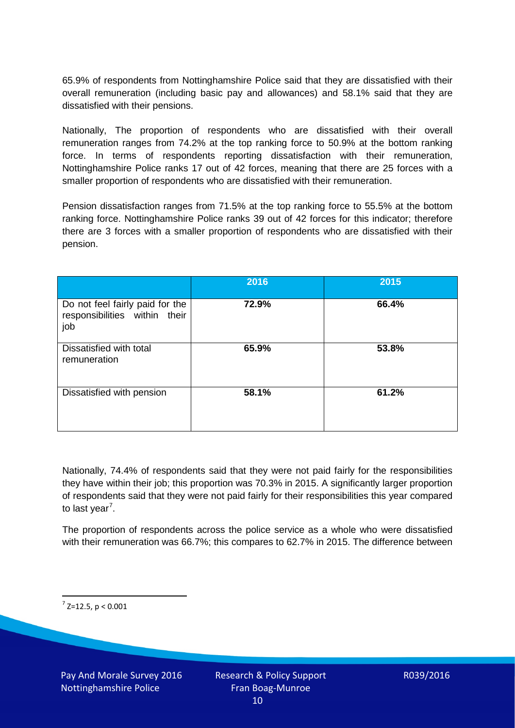65.9% of respondents from Nottinghamshire Police said that they are dissatisfied with their overall remuneration (including basic pay and allowances) and 58.1% said that they are dissatisfied with their pensions.

Nationally, The proportion of respondents who are dissatisfied with their overall remuneration ranges from 74.2% at the top ranking force to 50.9% at the bottom ranking force. In terms of respondents reporting dissatisfaction with their remuneration, Nottinghamshire Police ranks 17 out of 42 forces, meaning that there are 25 forces with a smaller proportion of respondents who are dissatisfied with their remuneration.

Pension dissatisfaction ranges from 71.5% at the top ranking force to 55.5% at the bottom ranking force. Nottinghamshire Police ranks 39 out of 42 forces for this indicator; therefore there are 3 forces with a smaller proportion of respondents who are dissatisfied with their pension.

| | 2016 | 2015 |
|---|---|---|
| Do not feel fairly paid for the responsibilities within their job | **72.9%** | **66.4%** |
| Dissatisfied with total remuneration | **65.9%** | **53.8%** |
| Dissatisfied with pension | **58.1%** | **61.2%** |

Nationally, 74.4% of respondents said that they were not paid fairly for the responsibilities they have within their job; this proportion was 70.3% in 2015. A significantly larger proportion of respondents said that they were not paid fairly for their responsibilities this year compared to last year[7].

The proportion of respondents across the police service as a whole who were dissatisfied with their remuneration was 66.7%; this compares to 62.7% in 2015. The difference between

[7] $Z=12.5$, $p < 0.001$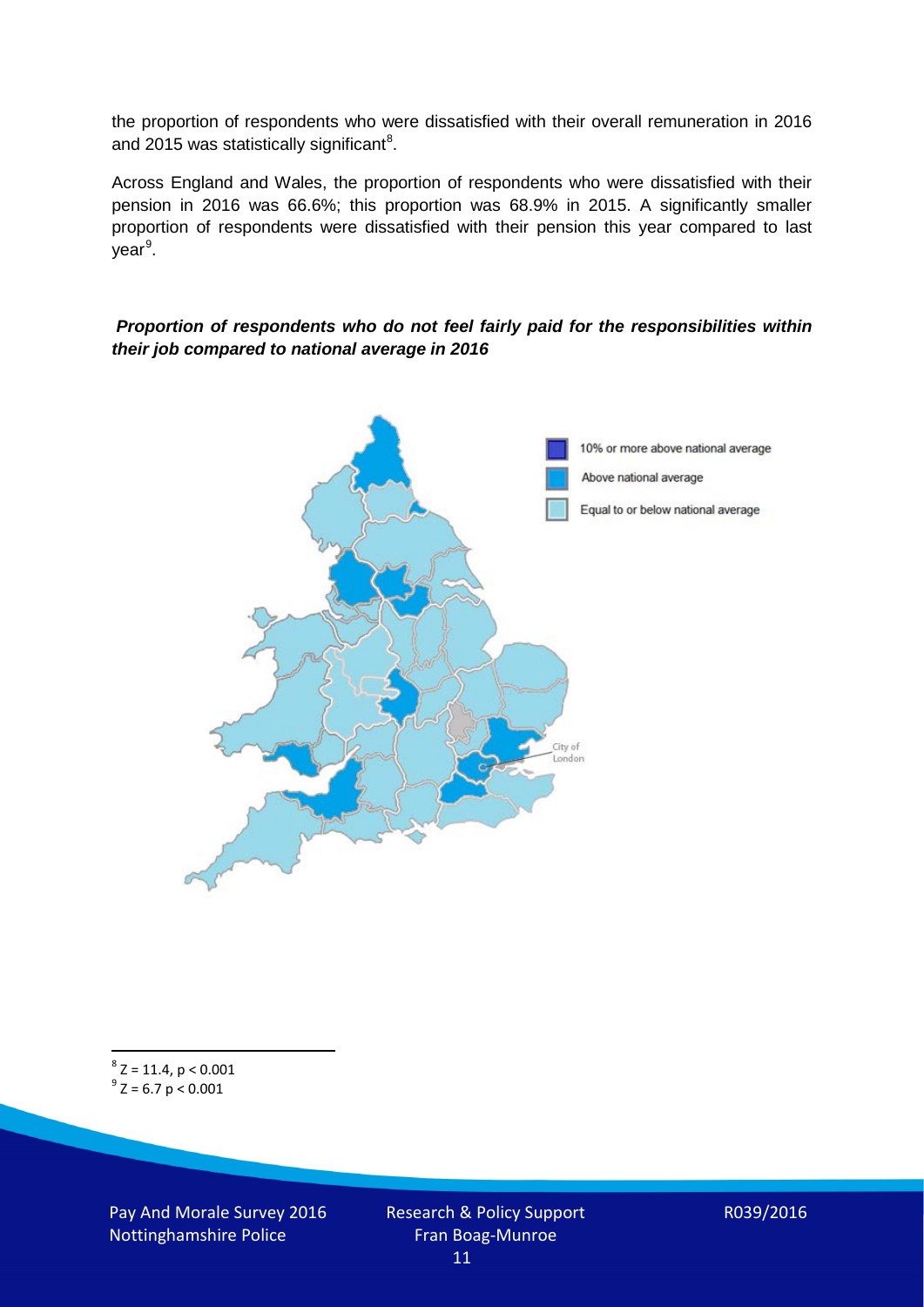the proportion of respondents who were dissatisfied with their overall remuneration in 2016 and 2015 was statistically significant[8].

Across England and Wales, the proportion of respondents who were dissatisfied with their pension in 2016 was 66.6%; this proportion was 68.9% in 2015. A significantly smaller proportion of respondents were dissatisfied with their pension this year compared to last year[9].

***Proportion of respondents who do not feel fairly paid for the responsibilities within their job compared to national average in 2016***

10% or more above national average

Above national average

Equal to or below national average

City of London

[8] $Z = 11.4$, $p < 0.001$

[9] $Z = 6.7$ $p < 0.001$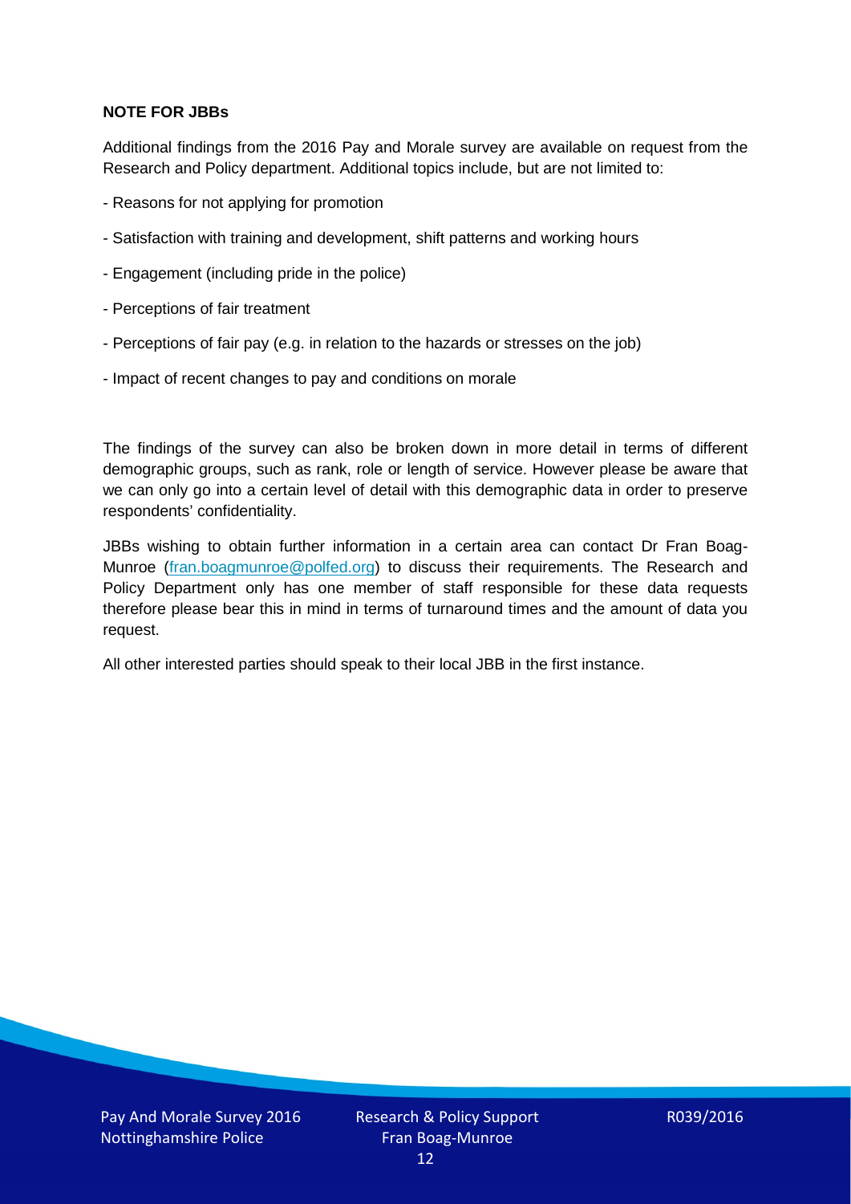**NOTE FOR JBBs**

Additional findings from the 2016 Pay and Morale survey are available on request from the Research and Policy department. Additional topics include, but are not limited to:

- Reasons for not applying for promotion
- Satisfaction with training and development, shift patterns and working hours
- Engagement (including pride in the police)
- Perceptions of fair treatment
- Perceptions of fair pay (e.g. in relation to the hazards or stresses on the job)
- Impact of recent changes to pay and conditions on morale

The findings of the survey can also be broken down in more detail in terms of different demographic groups, such as rank, role or length of service. However please be aware that we can only go into a certain level of detail with this demographic data in order to preserve respondents' confidentiality.

JBBs wishing to obtain further information in a certain area can contact Dr Fran Boag-Munroe (fran.boagmunroe@polfed.org) to discuss their requirements. The Research and Policy Department only has one member of staff responsible for these data requests therefore please bear this in mind in terms of turnaround times and the amount of data you request.

All other interested parties should speak to their local JBB in the first instance.